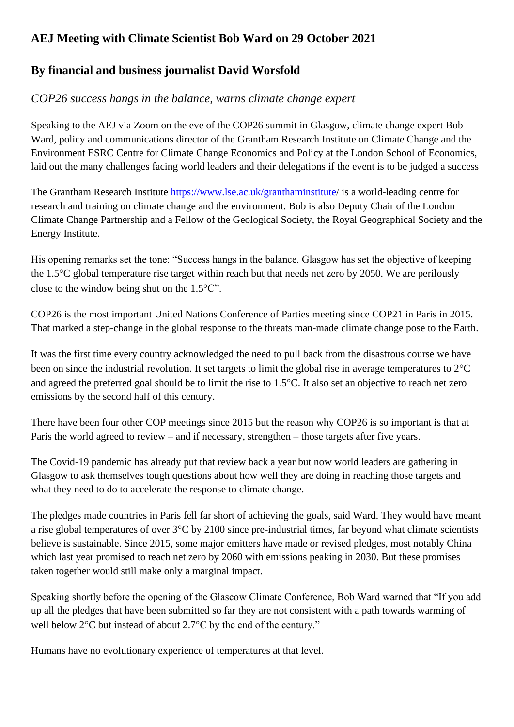## AEJ Meeting with Climate Scientist Bob Ward on 29 October 2021

## By financial and business journalist David Worsfold

### *COP26 success hangs in the balance, warns climate change expert*

Speaking to the AEJ via Zoom on the eve of the COP26 summit in Glasgow, climate change expert Bob Ward, policy and communications director of the Grantham Research Institute on Climate Change and the Environment ESRC Centre for Climate Change Economics and Policy at the London School of Economics, laid out the many challenges facing world leaders and their delegations if the event is to be judged a success

The Grantham Research Institute https://www.lse.ac.uk/granthaminstitute/ is a world-leading centre for research and training on climate change and the environment. Bob is also Deputy Chair of the London Climate Change Partnership and a Fellow of the Geological Society, the Royal Geographical Society and the Energy Institute.

His opening remarks set the tone: "Success hangs in the balance. Glasgow has set the objective of keeping the 1.5°C global temperature rise target within reach but that needs net zero by 2050. We are perilously close to the window being shut on the 1.5°C".

COP26 is the most important United Nations Conference of Parties meeting since COP21 in Paris in 2015. That marked a step-change in the global response to the threats man-made climate change pose to the Earth.

It was the first time every country acknowledged the need to pull back from the disastrous course we have been on since the industrial revolution. It set targets to limit the global rise in average temperatures to 2°C and agreed the preferred goal should be to limit the rise to 1.5°C. It also set an objective to reach net zero emissions by the second half of this century.

There have been four other COP meetings since 2015 but the reason why COP26 is so important is that at Paris the world agreed to review – and if necessary, strengthen – those targets after five years.

The Covid-19 pandemic has already put that review back a year but now world leaders are gathering in Glasgow to ask themselves tough questions about how well they are doing in reaching those targets and what they need to do to accelerate the response to climate change.

The pledges made countries in Paris fell far short of achieving the goals, said Ward. They would have meant a rise global temperatures of over 3°C by 2100 since pre-industrial times, far beyond what climate scientists believe is sustainable. Since 2015, some major emitters have made or revised pledges, most notably China which last year promised to reach net zero by 2060 with emissions peaking in 2030. But these promises taken together would still make only a marginal impact.

Speaking shortly before the opening of the Glascow Climate Conference, Bob Ward warned that "If you add up all the pledges that have been submitted so far they are not consistent with a path towards warming of well below 2°C but instead of about 2.7°C by the end of the century."

Humans have no evolutionary experience of temperatures at that level.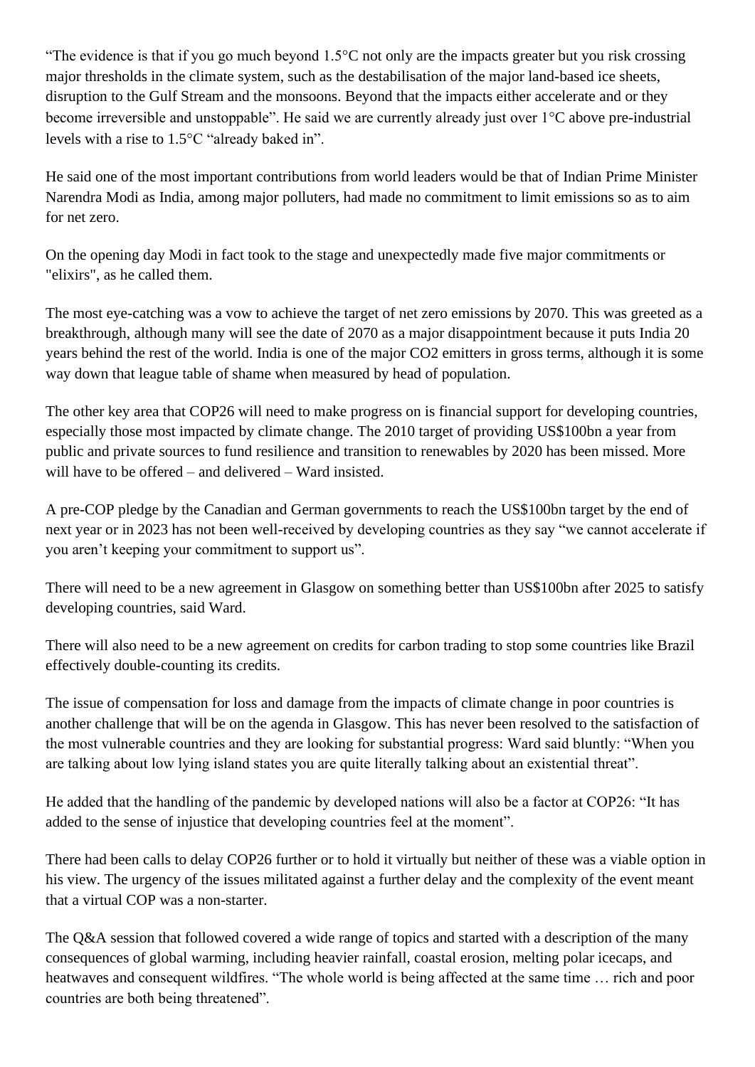“The evidence is that if you go much beyond 1.5°C not only are the impacts greater but you risk crossing major thresholds in the climate system, such as the destabilisation of the major land-based ice sheets, disruption to the Gulf Stream and the monsoons. Beyond that the impacts either accelerate and or they become irreversible and unstoppable”. He said we are currently already just over 1°C above pre-industrial levels with a rise to 1.5°C “already baked in”.

He said one of the most important contributions from world leaders would be that of Indian Prime Minister Narendra Modi as India, among major polluters, had made no commitment to limit emissions so as to aim for net zero.

On the opening day Modi in fact took to the stage and unexpectedly made five major commitments or "elixirs", as he called them.

The most eye-catching was a vow to achieve the target of net zero emissions by 2070. This was greeted as a breakthrough, although many will see the date of 2070 as a major disappointment because it puts India 20 years behind the rest of the world. India is one of the major $CO_2$ emitters in gross terms, although it is some way down that league table of shame when measured by head of population.

The other key area that COP26 will need to make progress on is financial support for developing countries, especially those most impacted by climate change. The 2010 target of providing US$100bn a year from public and private sources to fund resilience and transition to renewables by 2020 has been missed. More will have to be offered – and delivered – Ward insisted.

A pre-COP pledge by the Canadian and German governments to reach the US$100bn target by the end of next year or in 2023 has not been well-received by developing countries as they say “we cannot accelerate if you aren’t keeping your commitment to support us”.

There will need to be a new agreement in Glasgow on something better than US$100bn after 2025 to satisfy developing countries, said Ward.

There will also need to be a new agreement on credits for carbon trading to stop some countries like Brazil effectively double-counting its credits.

The issue of compensation for loss and damage from the impacts of climate change in poor countries is another challenge that will be on the agenda in Glasgow. This has never been resolved to the satisfaction of the most vulnerable countries and they are looking for substantial progress: Ward said bluntly: “When you are talking about low lying island states you are quite literally talking about an existential threat”.

He added that the handling of the pandemic by developed nations will also be a factor at COP26: “It has added to the sense of injustice that developing countries feel at the moment”.

There had been calls to delay COP26 further or to hold it virtually but neither of these was a viable option in his view. The urgency of the issues militated against a further delay and the complexity of the event meant that a virtual COP was a non-starter.

The Q&A session that followed covered a wide range of topics and started with a description of the many consequences of global warming, including heavier rainfall, coastal erosion, melting polar icecaps, and heatwaves and consequent wildfires. “The whole world is being affected at the same time … rich and poor countries are both being threatened”.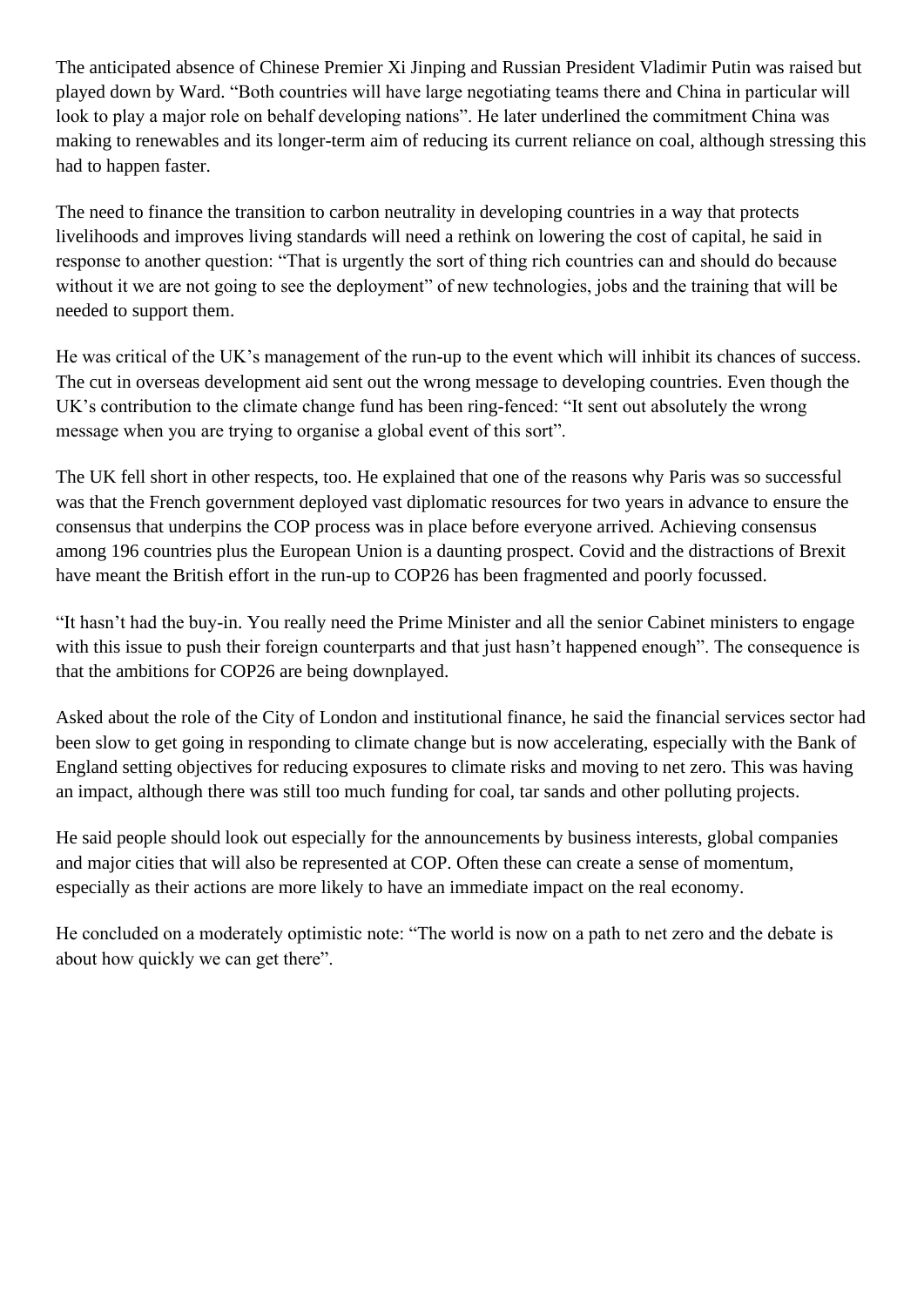The anticipated absence of Chinese Premier Xi Jinping and Russian President Vladimir Putin was raised but played down by Ward. "Both countries will have large negotiating teams there and China in particular will look to play a major role on behalf developing nations". He later underlined the commitment China was making to renewables and its longer-term aim of reducing its current reliance on coal, although stressing this had to happen faster.

The need to finance the transition to carbon neutrality in developing countries in a way that protects livelihoods and improves living standards will need a rethink on lowering the cost of capital, he said in response to another question: "That is urgently the sort of thing rich countries can and should do because without it we are not going to see the deployment" of new technologies, jobs and the training that will be needed to support them.

He was critical of the UK's management of the run-up to the event which will inhibit its chances of success. The cut in overseas development aid sent out the wrong message to developing countries. Even though the UK's contribution to the climate change fund has been ring-fenced: "It sent out absolutely the wrong message when you are trying to organise a global event of this sort".

The UK fell short in other respects, too. He explained that one of the reasons why Paris was so successful was that the French government deployed vast diplomatic resources for two years in advance to ensure the consensus that underpins the COP process was in place before everyone arrived. Achieving consensus among 196 countries plus the European Union is a daunting prospect. Covid and the distractions of Brexit have meant the British effort in the run-up to COP26 has been fragmented and poorly focussed.

"It hasn't had the buy-in. You really need the Prime Minister and all the senior Cabinet ministers to engage with this issue to push their foreign counterparts and that just hasn't happened enough". The consequence is that the ambitions for COP26 are being downplayed.

Asked about the role of the City of London and institutional finance, he said the financial services sector had been slow to get going in responding to climate change but is now accelerating, especially with the Bank of England setting objectives for reducing exposures to climate risks and moving to net zero. This was having an impact, although there was still too much funding for coal, tar sands and other polluting projects.

He said people should look out especially for the announcements by business interests, global companies and major cities that will also be represented at COP. Often these can create a sense of momentum, especially as their actions are more likely to have an immediate impact on the real economy.

He concluded on a moderately optimistic note: "The world is now on a path to net zero and the debate is about how quickly we can get there".